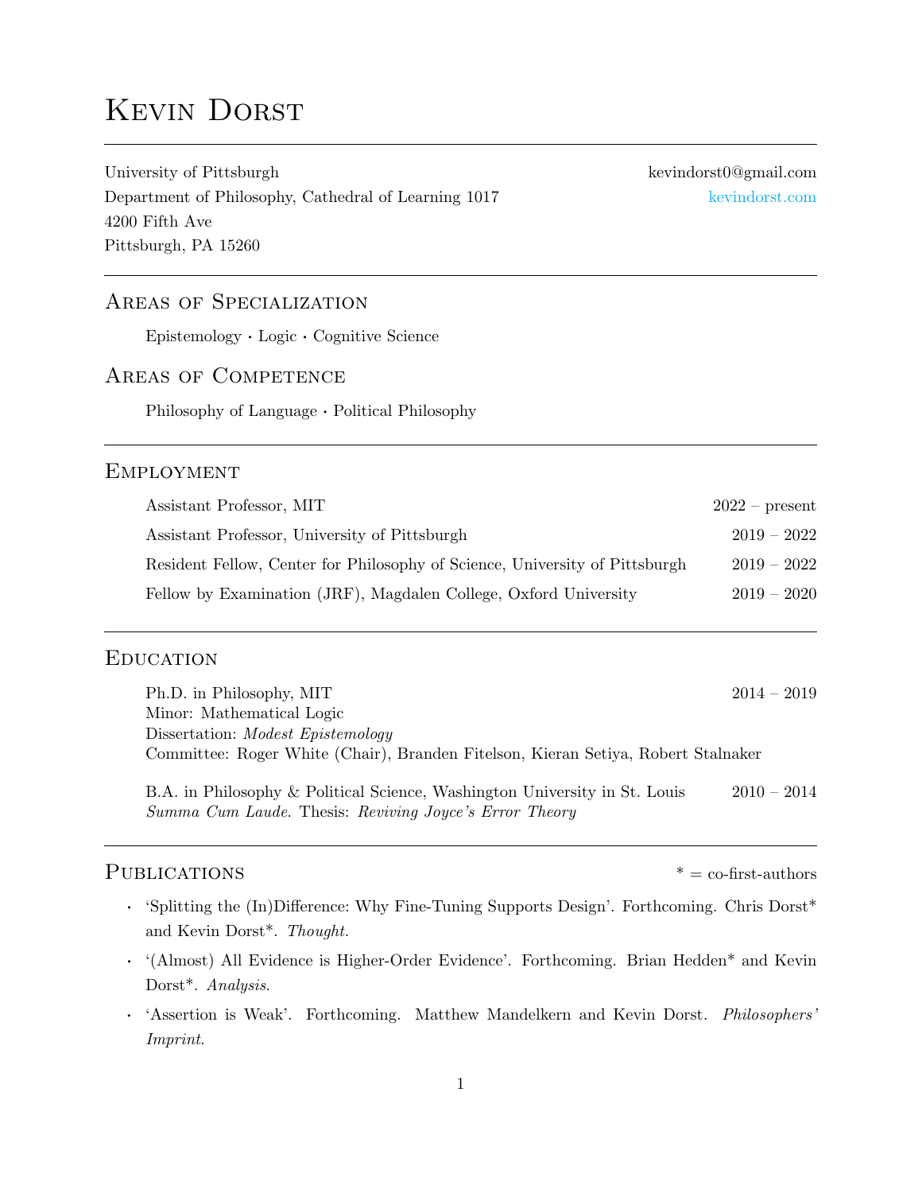# Kevin Dorst

University of Pittsburgh
Department of Philosophy, Cathedral of Learning 1017
4200 Fifth Ave
Pittsburgh, PA 15260

kevindorst0@gmail.com
kevindorst.com

## Areas of Specialization

Epistemology · Logic · Cognitive Science

## Areas of Competence

Philosophy of Language · Political Philosophy

## Employment

| Position | Dates |
|---|---|
| Assistant Professor, MIT | 2022 – present |
| Assistant Professor, University of Pittsburgh | 2019 – 2022 |
| Resident Fellow, Center for Philosophy of Science, University of Pittsburgh | 2019 – 2022 |
| Fellow by Examination (JRF), Magdalen College, Oxford University | 2019 – 2020 |

## Education

Ph.D. in Philosophy, MIT — 2014 – 2019
Minor: Mathematical Logic
Dissertation: *Modest Epistemology*
Committee: Roger White (Chair), Branden Fitelson, Kieran Setiya, Robert Stalnaker

B.A. in Philosophy & Political Science, Washington University in St. Louis — 2010 – 2014
*Summa Cum Laude*. Thesis: *Reviving Joyce's Error Theory*

## Publications

* = co-first-authors

- 'Splitting the (In)Difference: Why Fine-Tuning Supports Design'. Forthcoming. Chris Dorst* and Kevin Dorst*. *Thought.*
- '(Almost) All Evidence is Higher-Order Evidence'. Forthcoming. Brian Hedden* and Kevin Dorst*. *Analysis.*
- 'Assertion is Weak'. Forthcoming. Matthew Mandelkern and Kevin Dorst. *Philosophers' Imprint.*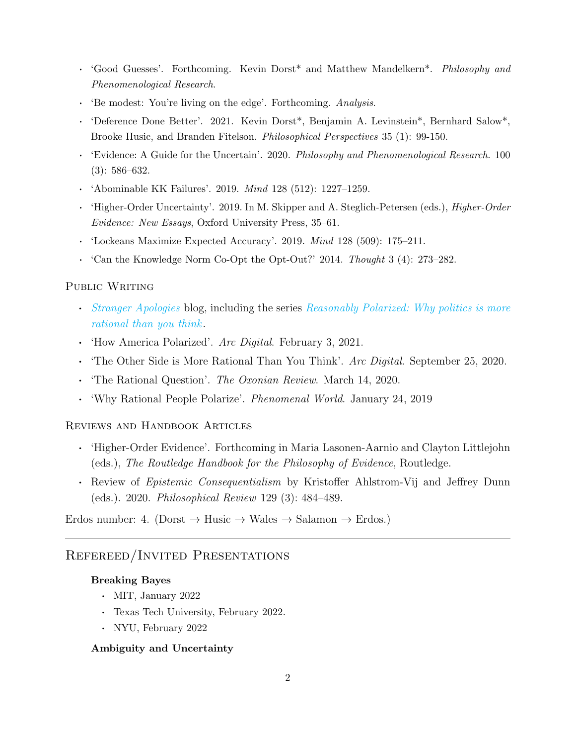- 'Good Guesses'. Forthcoming. Kevin Dorst* and Matthew Mandelkern*. *Philosophy and Phenomenological Research*.
- 'Be modest: You're living on the edge'. Forthcoming. *Analysis*.
- 'Deference Done Better'. 2021. Kevin Dorst*, Benjamin A. Levinstein*, Bernhard Salow*, Brooke Husic, and Branden Fitelson. *Philosophical Perspectives* 35 (1): 99-150.
- 'Evidence: A Guide for the Uncertain'. 2020. *Philosophy and Phenomenological Research*. 100 (3): 586–632.
- 'Abominable KK Failures'. 2019. *Mind* 128 (512): 1227–1259.
- 'Higher-Order Uncertainty'. 2019. In M. Skipper and A. Steglich-Petersen (eds.), *Higher-Order Evidence: New Essays*, Oxford University Press, 35–61.
- 'Lockeans Maximize Expected Accuracy'. 2019. *Mind* 128 (509): 175–211.
- 'Can the Knowledge Norm Co-Opt the Opt-Out?' 2014. *Thought* 3 (4): 273–282.

### Public Writing

- *Stranger Apologies* blog, including the series *Reasonably Polarized: Why politics is more rational than you think*.
- 'How America Polarized'. *Arc Digital*. February 3, 2021.
- 'The Other Side is More Rational Than You Think'. *Arc Digital*. September 25, 2020.
- 'The Rational Question'. *The Oxonian Review*. March 14, 2020.
- 'Why Rational People Polarize'. *Phenomenal World*. January 24, 2019

### Reviews and Handbook Articles

- 'Higher-Order Evidence'. Forthcoming in Maria Lasonen-Aarnio and Clayton Littlejohn (eds.), *The Routledge Handbook for the Philosophy of Evidence*, Routledge.
- Review of *Epistemic Consequentialism* by Kristoffer Ahlstrom-Vij and Jeffrey Dunn (eds.). 2020. *Philosophical Review* 129 (3): 484–489.

Erdos number: 4. (Dorst → Husic → Wales → Salamon → Erdos.)

---

## Refereed/Invited Presentations

**Breaking Bayes**

- MIT, January 2022
- Texas Tech University, February 2022.
- NYU, February 2022

**Ambiguity and Uncertainty**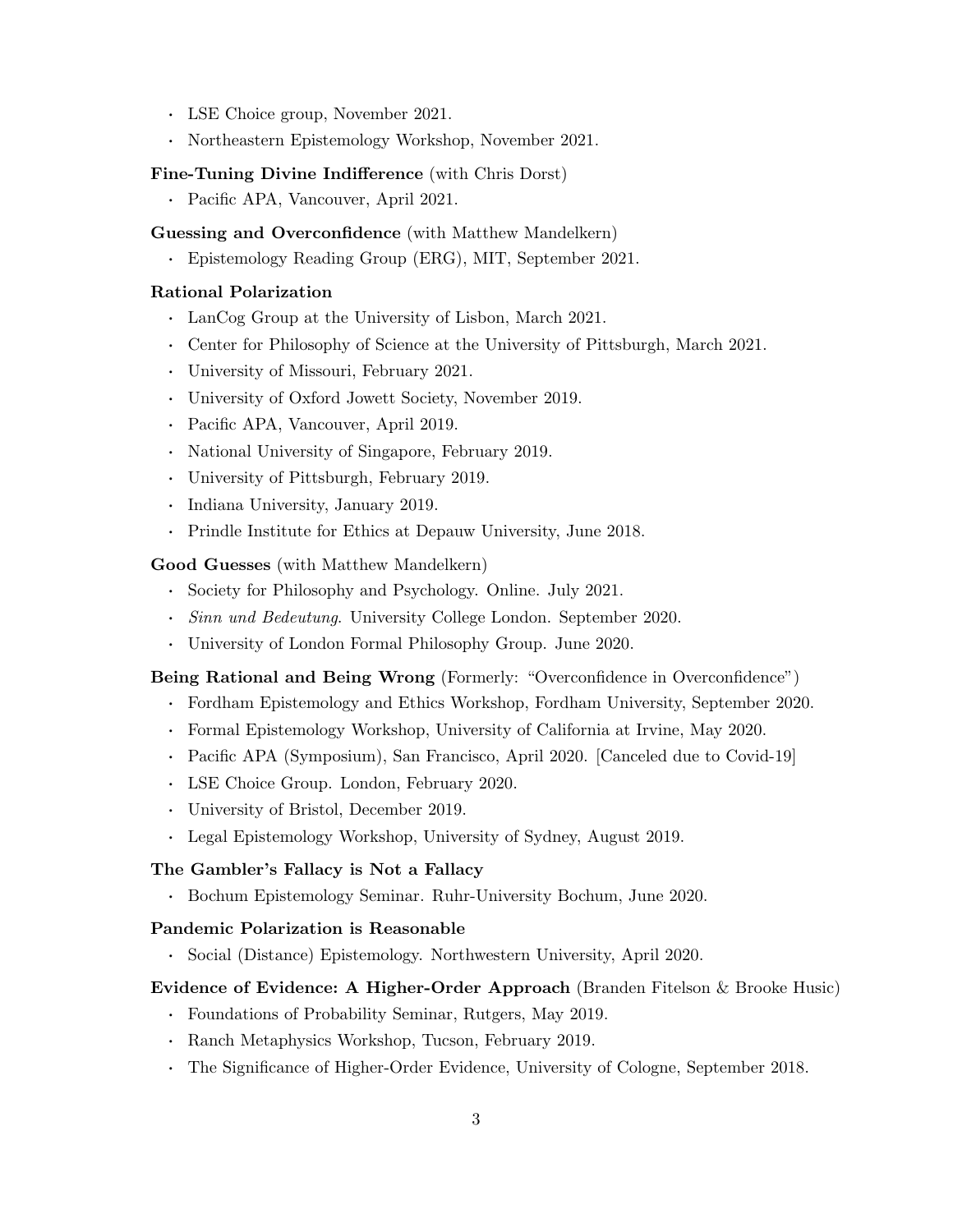- LSE Choice group, November 2021.
- Northeastern Epistemology Workshop, November 2021.

**Fine-Tuning Divine Indifference** (with Chris Dorst)

- Pacific APA, Vancouver, April 2021.

**Guessing and Overconfidence** (with Matthew Mandelkern)

- Epistemology Reading Group (ERG), MIT, September 2021.

**Rational Polarization**

- LanCog Group at the University of Lisbon, March 2021.
- Center for Philosophy of Science at the University of Pittsburgh, March 2021.
- University of Missouri, February 2021.
- University of Oxford Jowett Society, November 2019.
- Pacific APA, Vancouver, April 2019.
- National University of Singapore, February 2019.
- University of Pittsburgh, February 2019.
- Indiana University, January 2019.
- Prindle Institute for Ethics at Depauw University, June 2018.

**Good Guesses** (with Matthew Mandelkern)

- Society for Philosophy and Psychology. Online. July 2021.
- *Sinn und Bedeutung*. University College London. September 2020.
- University of London Formal Philosophy Group. June 2020.

**Being Rational and Being Wrong** (Formerly: "Overconfidence in Overconfidence")

- Fordham Epistemology and Ethics Workshop, Fordham University, September 2020.
- Formal Epistemology Workshop, University of California at Irvine, May 2020.
- Pacific APA (Symposium), San Francisco, April 2020. [Canceled due to Covid-19]
- LSE Choice Group. London, February 2020.
- University of Bristol, December 2019.
- Legal Epistemology Workshop, University of Sydney, August 2019.

**The Gambler's Fallacy is Not a Fallacy**

- Bochum Epistemology Seminar. Ruhr-University Bochum, June 2020.

**Pandemic Polarization is Reasonable**

- Social (Distance) Epistemology. Northwestern University, April 2020.

**Evidence of Evidence: A Higher-Order Approach** (Branden Fitelson & Brooke Husic)

- Foundations of Probability Seminar, Rutgers, May 2019.
- Ranch Metaphysics Workshop, Tucson, February 2019.
- The Significance of Higher-Order Evidence, University of Cologne, September 2018.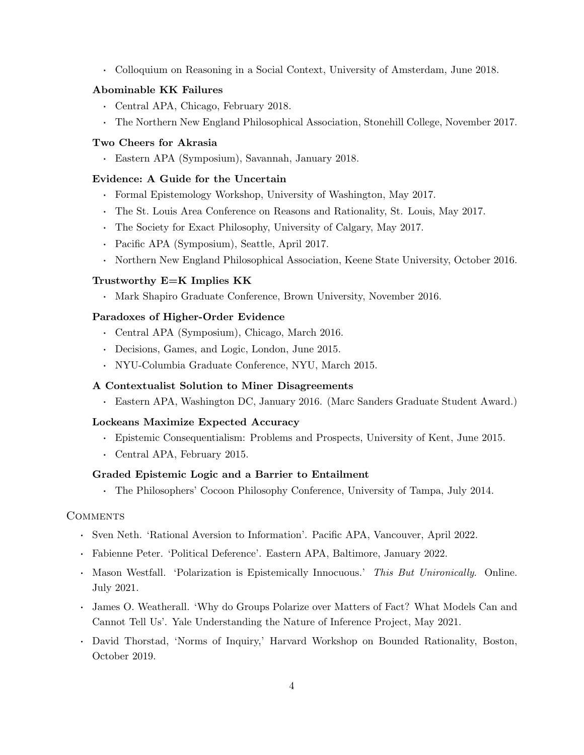- Colloquium on Reasoning in a Social Context, University of Amsterdam, June 2018.

**Abominable KK Failures**

- Central APA, Chicago, February 2018.
- The Northern New England Philosophical Association, Stonehill College, November 2017.

**Two Cheers for Akrasia**

- Eastern APA (Symposium), Savannah, January 2018.

**Evidence: A Guide for the Uncertain**

- Formal Epistemology Workshop, University of Washington, May 2017.
- The St. Louis Area Conference on Reasons and Rationality, St. Louis, May 2017.
- The Society for Exact Philosophy, University of Calgary, May 2017.
- Pacific APA (Symposium), Seattle, April 2017.
- Northern New England Philosophical Association, Keene State University, October 2016.

**Trustworthy E=K Implies KK**

- Mark Shapiro Graduate Conference, Brown University, November 2016.

**Paradoxes of Higher-Order Evidence**

- Central APA (Symposium), Chicago, March 2016.
- Decisions, Games, and Logic, London, June 2015.
- NYU-Columbia Graduate Conference, NYU, March 2015.

**A Contextualist Solution to Miner Disagreements**

- Eastern APA, Washington DC, January 2016. (Marc Sanders Graduate Student Award.)

**Lockeans Maximize Expected Accuracy**

- Epistemic Consequentialism: Problems and Prospects, University of Kent, June 2015.
- Central APA, February 2015.

**Graded Epistemic Logic and a Barrier to Entailment**

- The Philosophers' Cocoon Philosophy Conference, University of Tampa, July 2014.

## Comments

- Sven Neth. 'Rational Aversion to Information'. Pacific APA, Vancouver, April 2022.
- Fabienne Peter. 'Political Deference'. Eastern APA, Baltimore, January 2022.
- Mason Westfall. 'Polarization is Epistemically Innocuous.' *This But Unironically*. Online. July 2021.
- James O. Weatherall. 'Why do Groups Polarize over Matters of Fact? What Models Can and Cannot Tell Us'. Yale Understanding the Nature of Inference Project, May 2021.
- David Thorstad, 'Norms of Inquiry,' Harvard Workshop on Bounded Rationality, Boston, October 2019.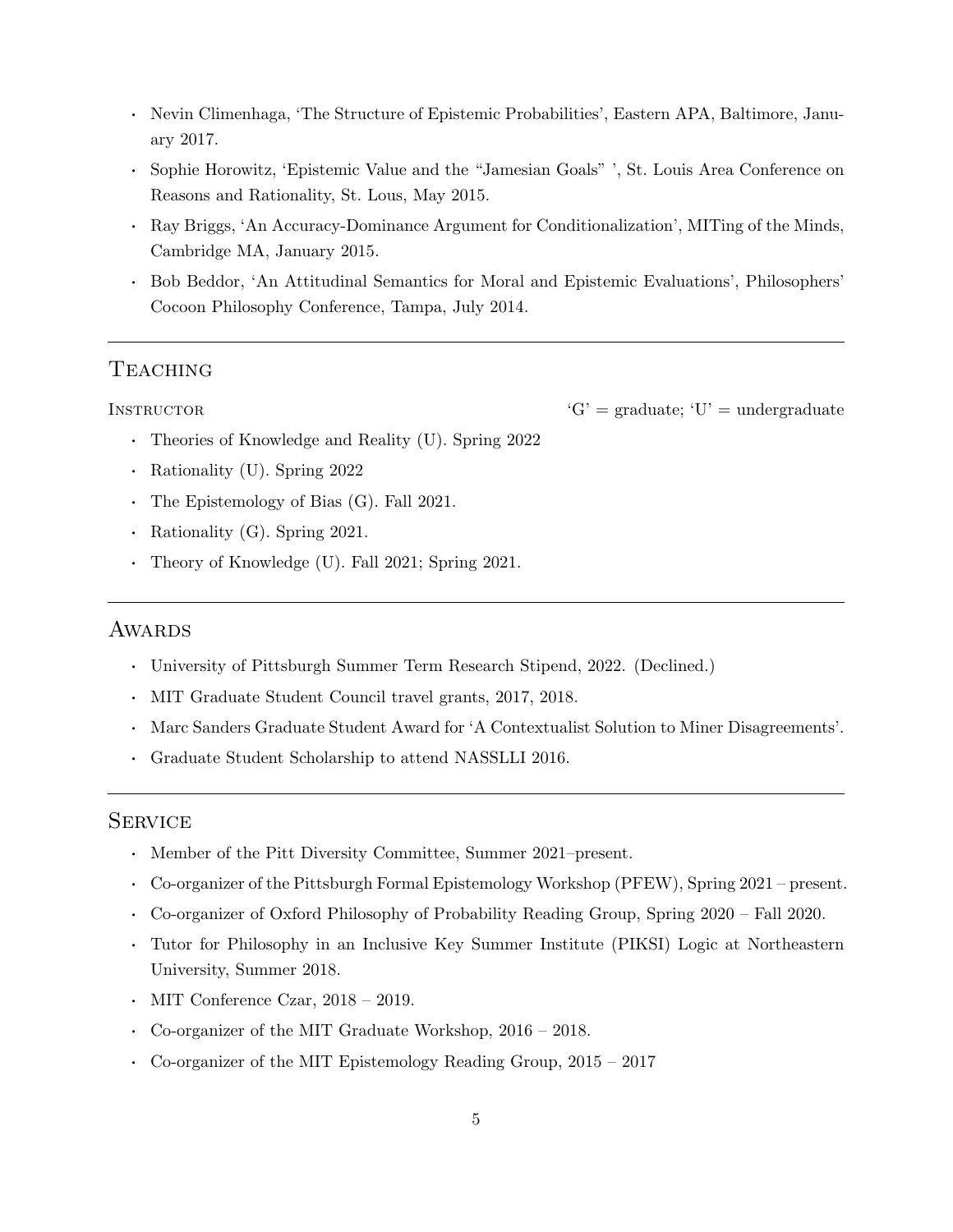- Nevin Climenhaga, 'The Structure of Epistemic Probabilities', Eastern APA, Baltimore, January 2017.
- Sophie Horowitz, 'Epistemic Value and the "Jamesian Goals" ', St. Louis Area Conference on Reasons and Rationality, St. Lous, May 2015.
- Ray Briggs, 'An Accuracy-Dominance Argument for Conditionalization', MITing of the Minds, Cambridge MA, January 2015.
- Bob Beddor, 'An Attitudinal Semantics for Moral and Epistemic Evaluations', Philosophers' Cocoon Philosophy Conference, Tampa, July 2014.

---

## Teaching

Instructor 'G' = graduate; 'U' = undergraduate

- Theories of Knowledge and Reality (U). Spring 2022
- Rationality (U). Spring 2022
- The Epistemology of Bias (G). Fall 2021.
- Rationality (G). Spring 2021.
- Theory of Knowledge (U). Fall 2021; Spring 2021.

---

## Awards

- University of Pittsburgh Summer Term Research Stipend, 2022. (Declined.)
- MIT Graduate Student Council travel grants, 2017, 2018.
- Marc Sanders Graduate Student Award for 'A Contextualist Solution to Miner Disagreements'.
- Graduate Student Scholarship to attend NASSLLI 2016.

---

## Service

- Member of the Pitt Diversity Committee, Summer 2021–present.
- Co-organizer of the Pittsburgh Formal Epistemology Workshop (PFEW), Spring 2021 – present.
- Co-organizer of Oxford Philosophy of Probability Reading Group, Spring 2020 – Fall 2020.
- Tutor for Philosophy in an Inclusive Key Summer Institute (PIKSI) Logic at Northeastern University, Summer 2018.
- MIT Conference Czar, 2018 – 2019.
- Co-organizer of the MIT Graduate Workshop, 2016 – 2018.
- Co-organizer of the MIT Epistemology Reading Group, 2015 – 2017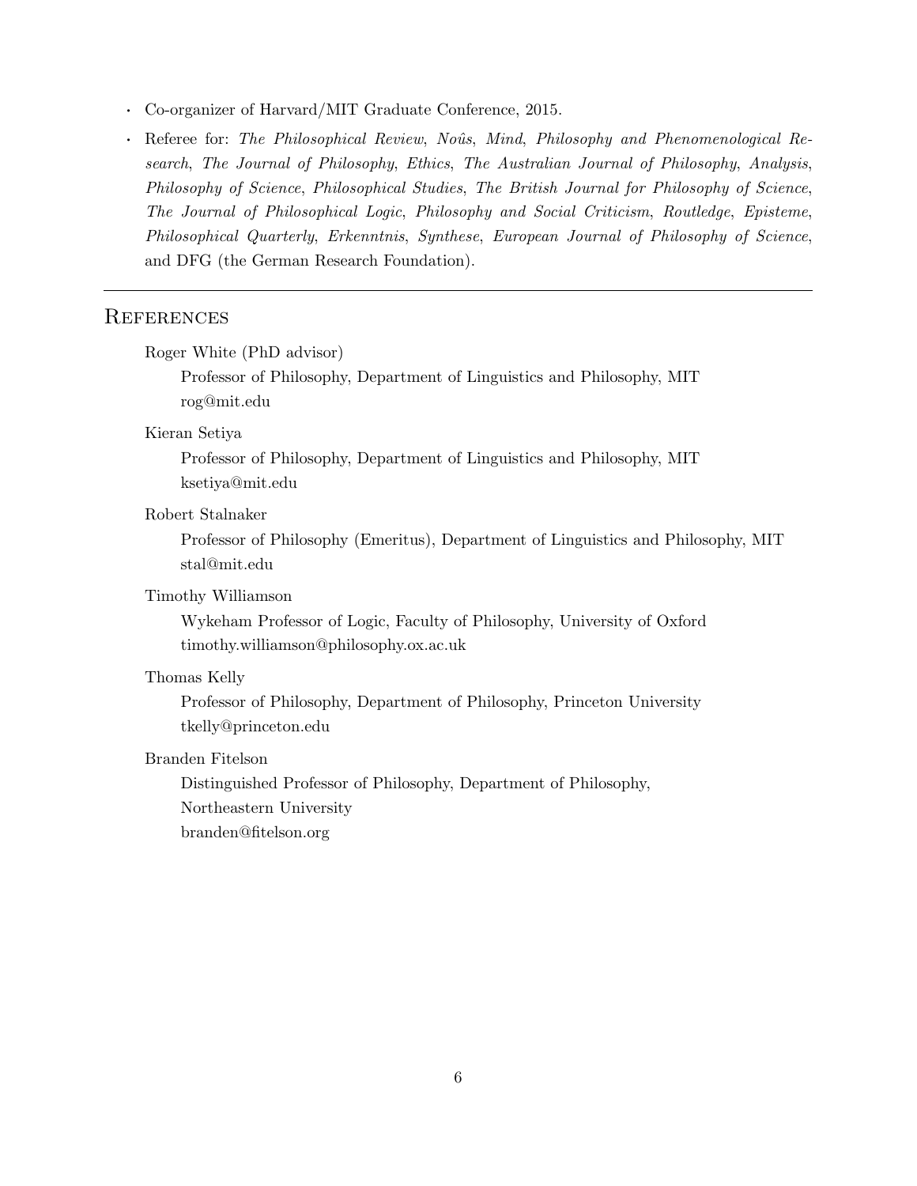- Co-organizer of Harvard/MIT Graduate Conference, 2015.
- Referee for: *The Philosophical Review*, *Noûs*, *Mind*, *Philosophy and Phenomenological Research*, *The Journal of Philosophy*, *Ethics*, *The Australian Journal of Philosophy*, *Analysis*, *Philosophy of Science*, *Philosophical Studies*, *The British Journal for Philosophy of Science*, *The Journal of Philosophical Logic*, *Philosophy and Social Criticism*, *Routledge*, *Episteme*, *Philosophical Quarterly*, *Erkenntnis*, *Synthese*, *European Journal of Philosophy of Science*, and DFG (the German Research Foundation).

---

## References

Roger White (PhD advisor)
Professor of Philosophy, Department of Linguistics and Philosophy, MIT
rog@mit.edu

Kieran Setiya
Professor of Philosophy, Department of Linguistics and Philosophy, MIT
ksetiya@mit.edu

Robert Stalnaker
Professor of Philosophy (Emeritus), Department of Linguistics and Philosophy, MIT
stal@mit.edu

Timothy Williamson
Wykeham Professor of Logic, Faculty of Philosophy, University of Oxford
timothy.williamson@philosophy.ox.ac.uk

Thomas Kelly
Professor of Philosophy, Department of Philosophy, Princeton University
tkelly@princeton.edu

Branden Fitelson
Distinguished Professor of Philosophy, Department of Philosophy,
Northeastern University
branden@fitelson.org